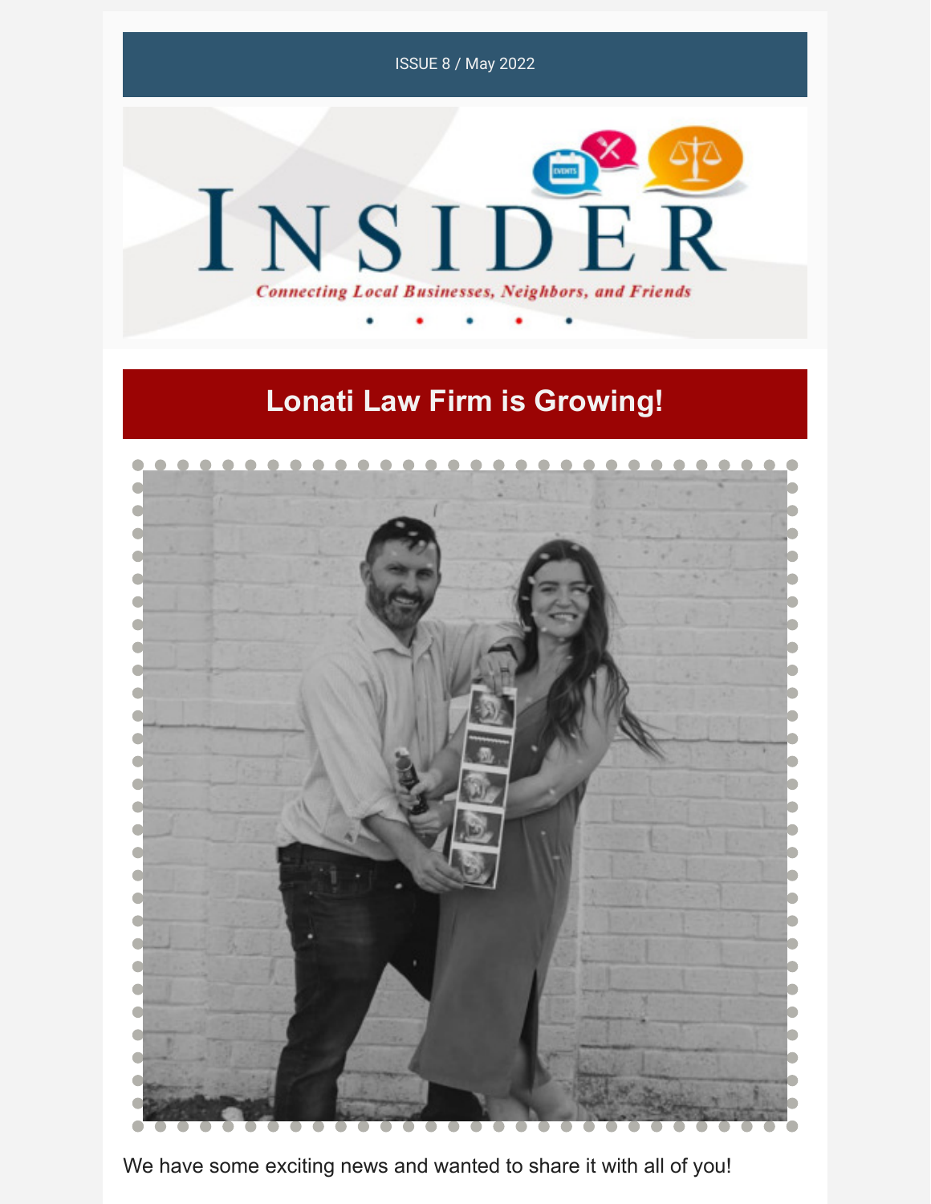ISSUE 8 / May 2022

# INSIDER

*Connecting Local Businesses, Neighbors, and Friends*

## Lonati Law Firm is Growing!

We have some exciting news and wanted to share it with all of you!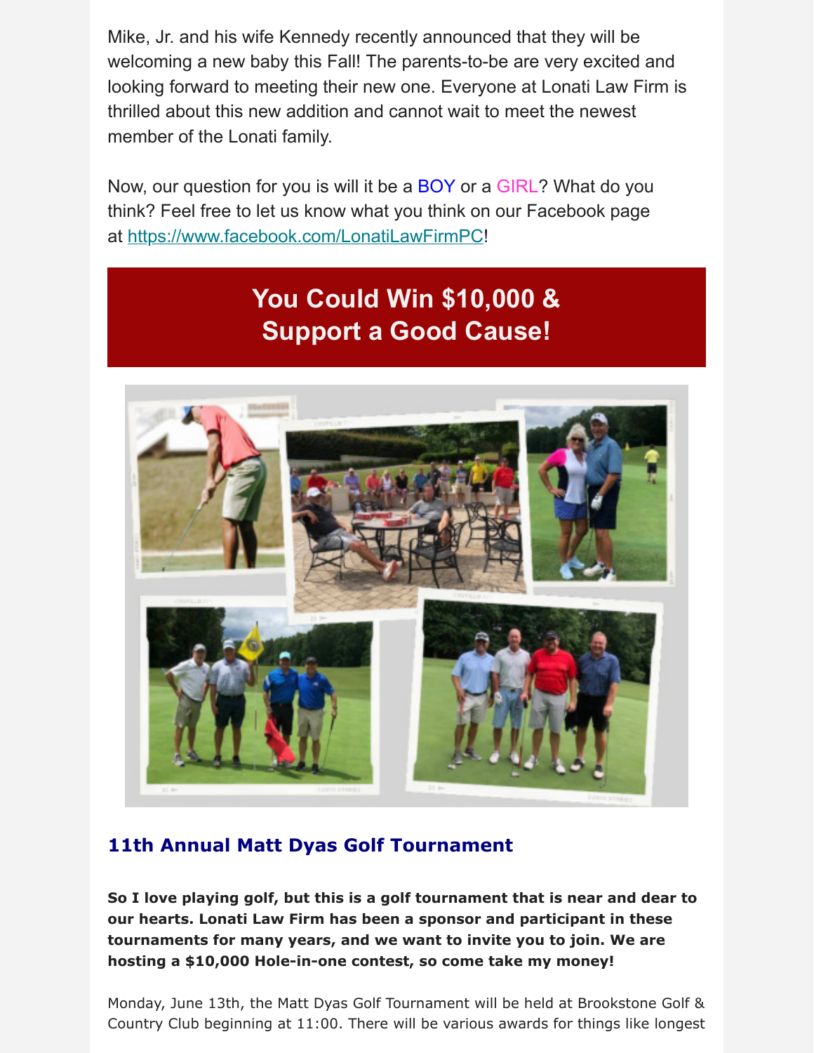Mike, Jr. and his wife Kennedy recently announced that they will be welcoming a new baby this Fall! The parents-to-be are very excited and looking forward to meeting their new one. Everyone at Lonati Law Firm is thrilled about this new addition and cannot wait to meet the newest member of the Lonati family.

Now, our question for you is will it be a BOY or a GIRL? What do you think? Feel free to let us know what you think on our Facebook page at https://www.facebook.com/LonatiLawFirmPC!

## You Could Win $10,000 & Support a Good Cause!

### 11th Annual Matt Dyas Golf Tournament

**So I love playing golf, but this is a golf tournament that is near and dear to our hearts. Lonati Law Firm has been a sponsor and participant in these tournaments for many years, and we want to invite you to join. We are hosting a $10,000 Hole-in-one contest, so come take my money!**

Monday, June 13th, the Matt Dyas Golf Tournament will be held at Brookstone Golf & Country Club beginning at 11:00. There will be various awards for things like longest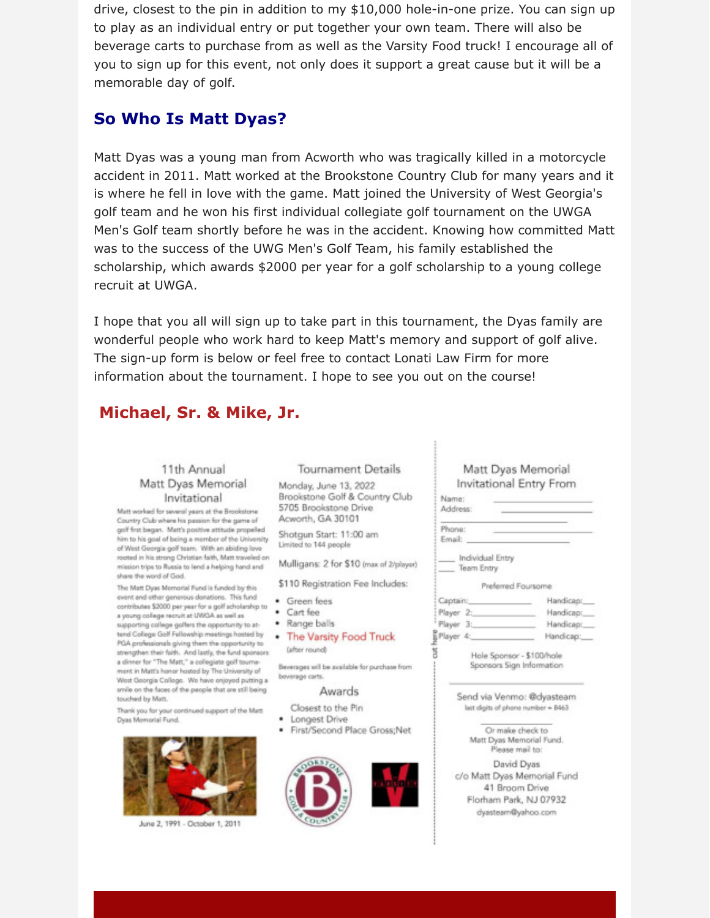drive, closest to the pin in addition to my $10,000 hole-in-one prize. You can sign up to play as an individual entry or put together your own team. There will also be beverage carts to purchase from as well as the Varsity Food truck! I encourage all of you to sign up for this event, not only does it support a great cause but it will be a memorable day of golf.

## So Who Is Matt Dyas?

Matt Dyas was a young man from Acworth who was tragically killed in a motorcycle accident in 2011. Matt worked at the Brookstone Country Club for many years and it is where he fell in love with the game. Matt joined the University of West Georgia's golf team and he won his first individual collegiate golf tournament on the UWGA Men's Golf team shortly before he was in the accident. Knowing how committed Matt was to the success of the UWG Men's Golf Team, his family established the scholarship, which awards $2000 per year for a golf scholarship to a young college recruit at UWGA.

I hope that you all will sign up to take part in this tournament, the Dyas family are wonderful people who work hard to keep Matt's memory and support of golf alive. The sign-up form is below or feel free to contact Lonati Law Firm for more information about the tournament. I hope to see you out on the course!

**Michael, Sr. & Mike, Jr.**

### 11th Annual Matt Dyas Memorial Invitational

Matt worked for several years at the Brookstone Country Club where his passion for the game of golf first began. Matt's positive attitude propelled him to his goal of being a member of the University of West Georgia golf team. With an abiding love rooted in his strong Christian faith, Matt traveled on mission trips to Russia to lend a helping hand and share the word of God.

The Matt Dyas Memorial Fund is funded by this event and other generous donations. This fund contributes $2000 per year for a golf scholarship to a young college recruit at UWGA as well as supporting college golfers the opportunity to attend College Golf Fellowship meetings hosted by PGA professionals giving them the opportunity to strengthen their faith. And lastly, the fund sponsors a dinner for "The Matt," a collegiate golf tournament in Matt's honor hosted by The University of West Georgia College. We have enjoyed putting a smile on the faces of the people that are still being touched by Matt.

Thank you for your continued support of the Matt Dyas Memorial Fund.

June 2, 1991 - October 1, 2011

### Tournament Details

Monday, June 13, 2022
Brookstone Golf & Country Club
5705 Brookstone Drive
Acworth, GA 30101

Shotgun Start: 11:00 am
Limited to 144 people

Mulligans: 2 for $10 (max of 2/player)

$110 Registration Fee Includes:

- Green fees
- Cart fee
- Range balls
- The Varsity Food Truck (after round)

Beverages will be available for purchase from beverage carts.

### Awards

Closest to the Pin

- Longest Drive
- First/Second Place Gross;Net

### Matt Dyas Memorial Invitational Entry From

Name: ____________________
Address: ____________________
____________________
Phone: ____________________
Email: ____________________

____ Individual Entry
____ Team Entry

Preferred Foursome

Captain: ____________ Handicap: ___
Player 2: ____________ Handicap: ___
Player 3: ____________ Handicap: ___
Player 4: ____________ Handicap: ___

Hole Sponsor - $100/hole
Sponsors Sign Information

____________________

Send via Venmo: @dyasteam
last digits of phone number = 8463

Or make check to
Matt Dyas Memorial Fund.
Please mail to:

David Dyas
c/o Matt Dyas Memorial Fund
41 Broom Drive
Florham Park, NJ 07932
dyasteam@yahoo.com

cut here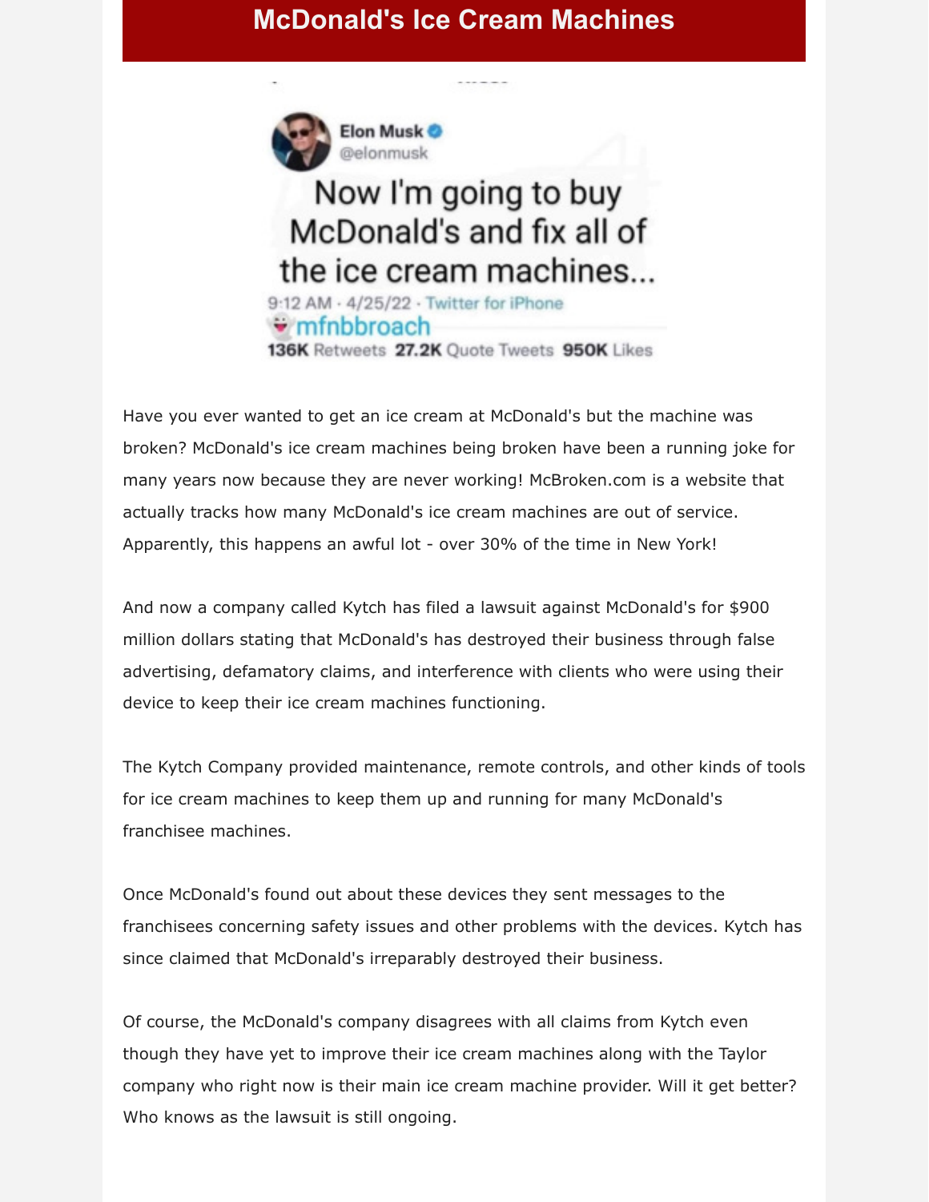# McDonald's Ice Cream Machines

Have you ever wanted to get an ice cream at McDonald's but the machine was broken? McDonald's ice cream machines being broken have been a running joke for many years now because they are never working! McBroken.com is a website that actually tracks how many McDonald's ice cream machines are out of service. Apparently, this happens an awful lot - over 30% of the time in New York!

And now a company called Kytch has filed a lawsuit against McDonald's for $900 million dollars stating that McDonald's has destroyed their business through false advertising, defamatory claims, and interference with clients who were using their device to keep their ice cream machines functioning.

The Kytch Company provided maintenance, remote controls, and other kinds of tools for ice cream machines to keep them up and running for many McDonald's franchisee machines.

Once McDonald's found out about these devices they sent messages to the franchisees concerning safety issues and other problems with the devices. Kytch has since claimed that McDonald's irreparably destroyed their business.

Of course, the McDonald's company disagrees with all claims from Kytch even though they have yet to improve their ice cream machines along with the Taylor company who right now is their main ice cream machine provider. Will it get better? Who knows as the lawsuit is still ongoing.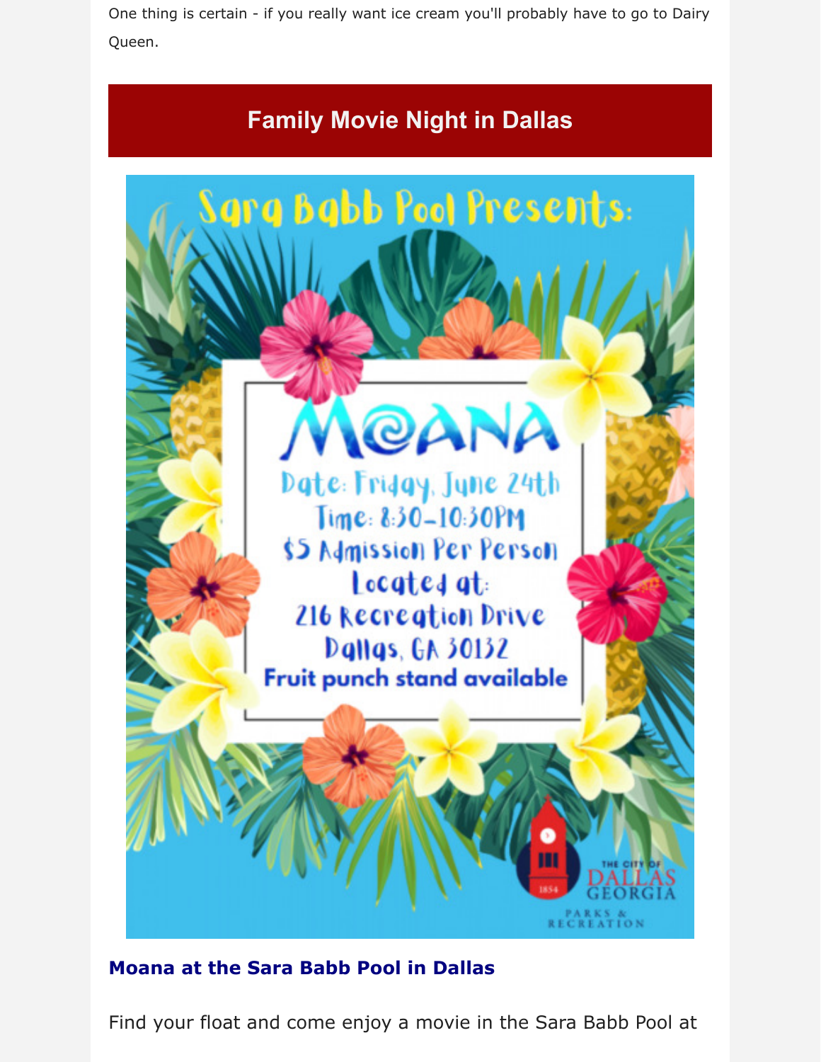One thing is certain - if you really want ice cream you'll probably have to go to Dairy Queen.

## Family Movie Night in Dallas

Sara Babb Pool Presents:

MOANA

Date: Friday, June 24th

Time: 8:30-10:30PM

$5 Admission Per Person

Located at:

216 Recreation Drive

Dallas, GA 30132

Fruit punch stand available

THE CITY OF DALLAS GEORGIA

PARKS & RECREATION

### Moana at the Sara Babb Pool in Dallas

Find your float and come enjoy a movie in the Sara Babb Pool at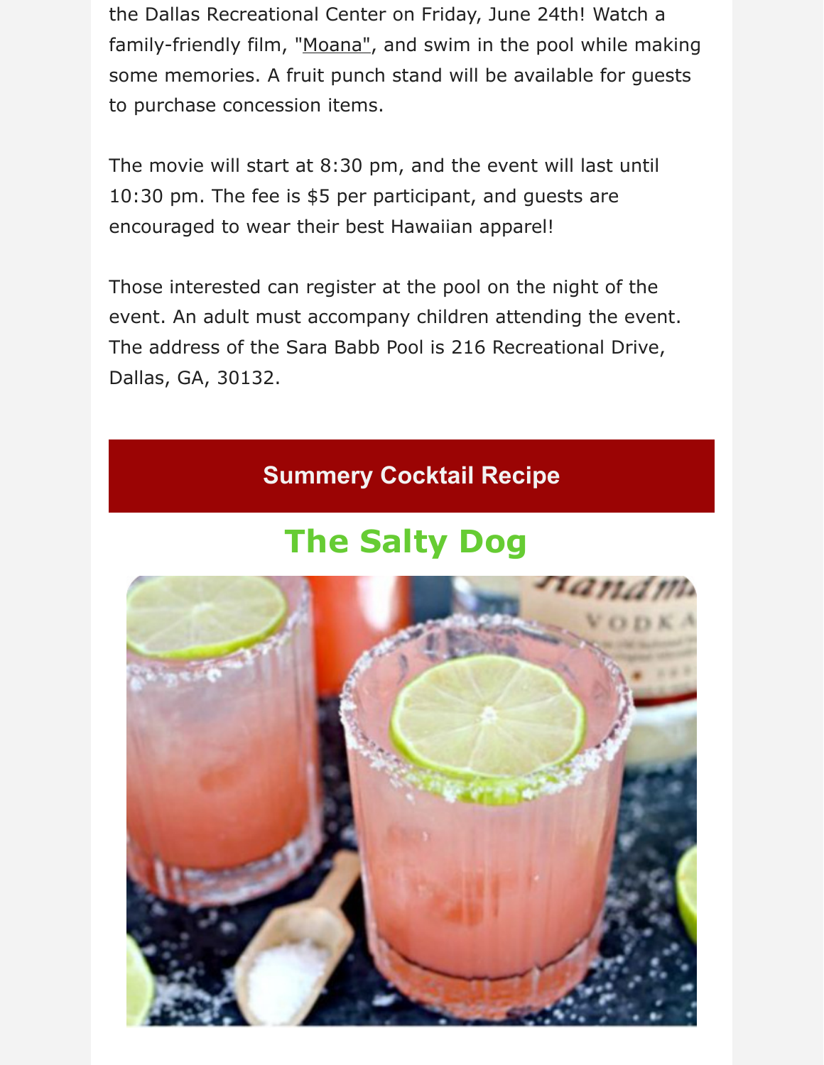the Dallas Recreational Center on Friday, June 24th! Watch a family-friendly film, "Moana", and swim in the pool while making some memories. A fruit punch stand will be available for guests to purchase concession items.

The movie will start at 8:30 pm, and the event will last until 10:30 pm. The fee is $5 per participant, and guests are encouraged to wear their best Hawaiian apparel!

Those interested can register at the pool on the night of the event. An adult must accompany children attending the event. The address of the Sara Babb Pool is 216 Recreational Drive, Dallas, GA, 30132.

## Summery Cocktail Recipe

# The Salty Dog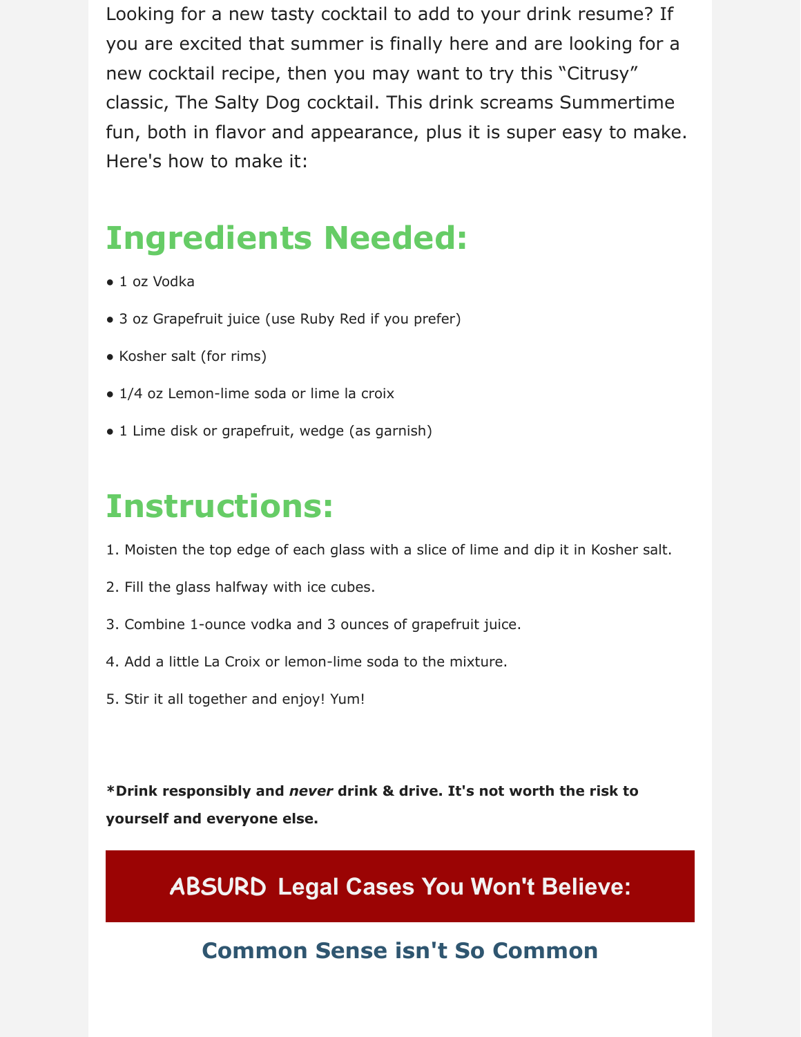Looking for a new tasty cocktail to add to your drink resume? If you are excited that summer is finally here and are looking for a new cocktail recipe, then you may want to try this "Citrusy" classic, The Salty Dog cocktail. This drink screams Summertime fun, both in flavor and appearance, plus it is super easy to make. Here's how to make it:

## Ingredients Needed:

- 1 oz Vodka
- 3 oz Grapefruit juice (use Ruby Red if you prefer)
- Kosher salt (for rims)
- 1/4 oz Lemon-lime soda or lime la croix
- 1 Lime disk or grapefruit, wedge (as garnish)

## Instructions:

1. Moisten the top edge of each glass with a slice of lime and dip it in Kosher salt.
2. Fill the glass halfway with ice cubes.
3. Combine 1-ounce vodka and 3 ounces of grapefruit juice.
4. Add a little La Croix or lemon-lime soda to the mixture.
5. Stir it all together and enjoy! Yum!

**\*Drink responsibly and *never* drink & drive. It's not worth the risk to yourself and everyone else.**

## ABSURD Legal Cases You Won't Believe:

### Common Sense isn't So Common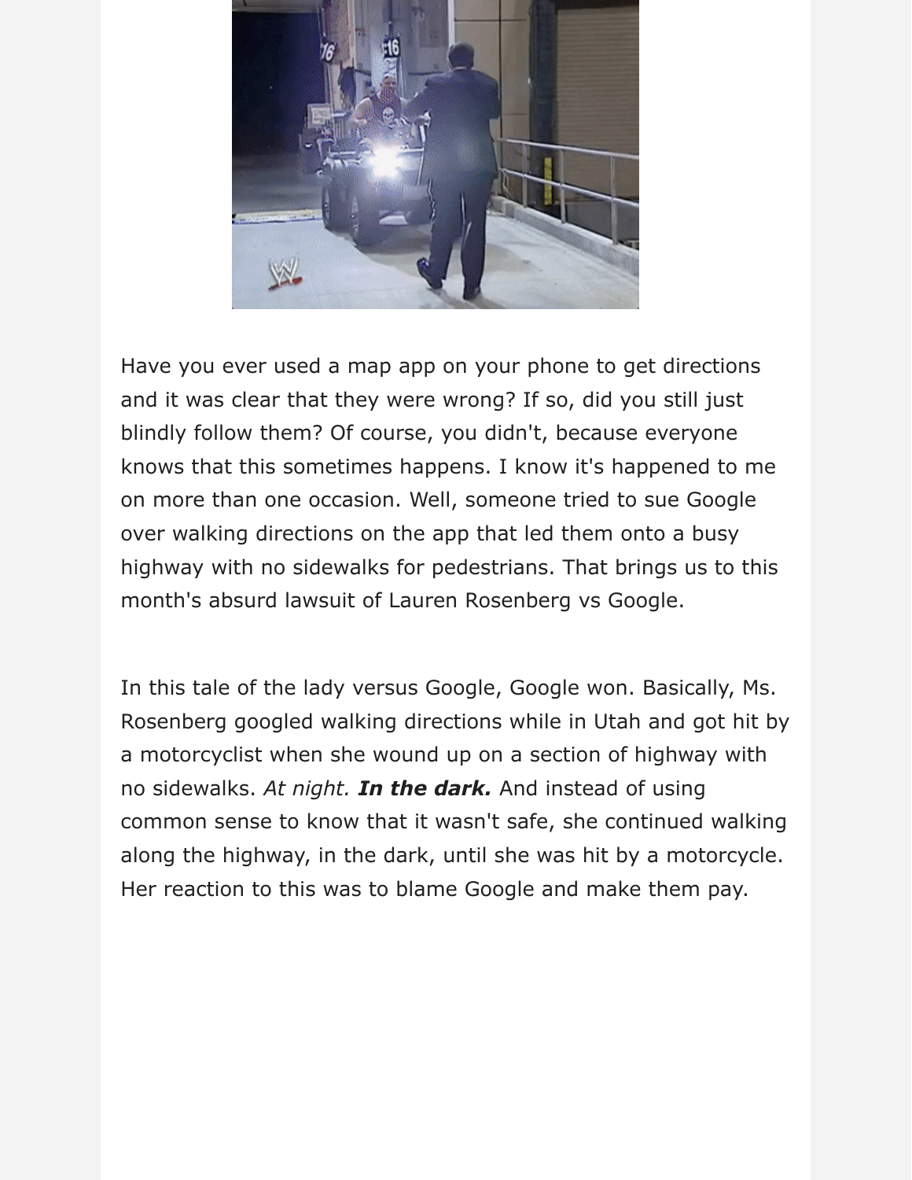Have you ever used a map app on your phone to get directions and it was clear that they were wrong? If so, did you still just blindly follow them? Of course, you didn't, because everyone knows that this sometimes happens. I know it's happened to me on more than one occasion. Well, someone tried to sue Google over walking directions on the app that led them onto a busy highway with no sidewalks for pedestrians. That brings us to this month's absurd lawsuit of Lauren Rosenberg vs Google.

In this tale of the lady versus Google, Google won. Basically, Ms. Rosenberg googled walking directions while in Utah and got hit by a motorcyclist when she wound up on a section of highway with no sidewalks. *At night.* ***In the dark.*** And instead of using common sense to know that it wasn't safe, she continued walking along the highway, in the dark, until she was hit by a motorcycle. Her reaction to this was to blame Google and make them pay.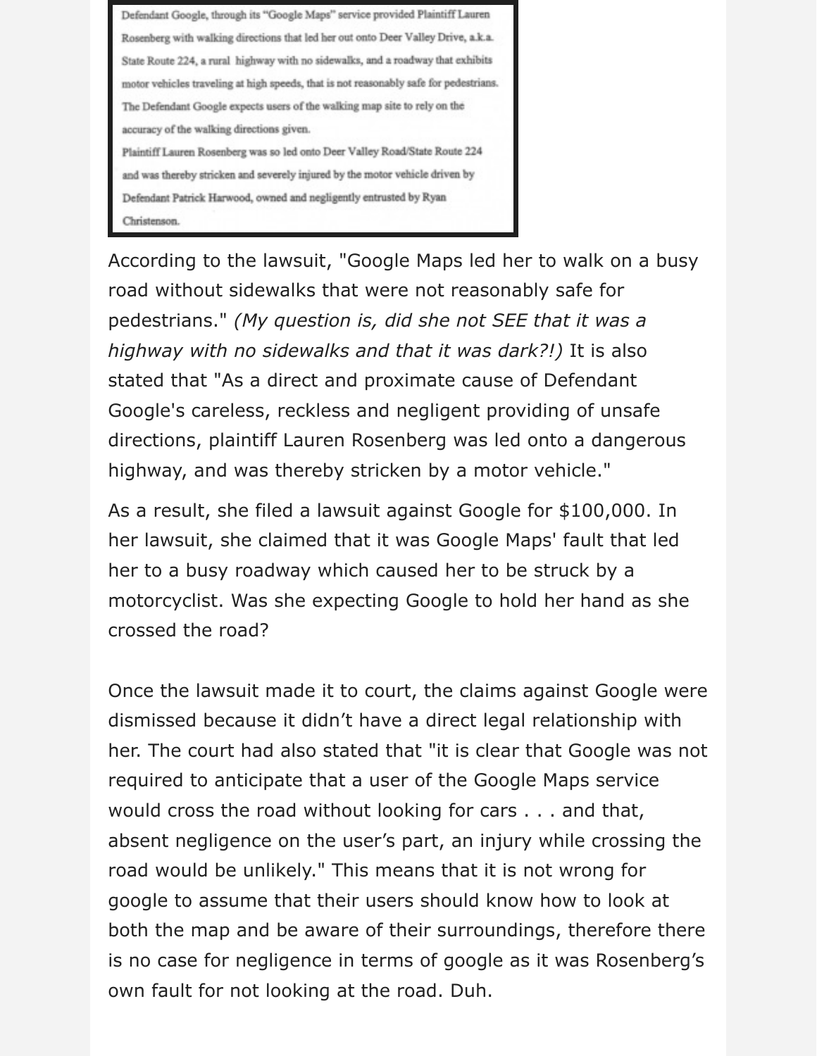> Defendant Google, through its "Google Maps" service provided Plaintiff Lauren Rosenberg with walking directions that led her out onto Deer Valley Drive, a.k.a. State Route 224, a rural highway with no sidewalks, and a roadway that exhibits motor vehicles traveling at high speeds, that is not reasonably safe for pedestrians. The Defendant Google expects users of the walking map site to rely on the accuracy of the walking directions given.
>
> Plaintiff Lauren Rosenberg was so led onto Deer Valley Road/State Route 224 and was thereby stricken and severely injured by the motor vehicle driven by Defendant Patrick Harwood, owned and negligently entrusted by Ryan Christenson.

According to the lawsuit, "Google Maps led her to walk on a busy road without sidewalks that were not reasonably safe for pedestrians." *(My question is, did she not SEE that it was a highway with no sidewalks and that it was dark?!)* It is also stated that "As a direct and proximate cause of Defendant Google's careless, reckless and negligent providing of unsafe directions, plaintiff Lauren Rosenberg was led onto a dangerous highway, and was thereby stricken by a motor vehicle."

As a result, she filed a lawsuit against Google for $100,000. In her lawsuit, she claimed that it was Google Maps' fault that led her to a busy roadway which caused her to be struck by a motorcyclist. Was she expecting Google to hold her hand as she crossed the road?

Once the lawsuit made it to court, the claims against Google were dismissed because it didn't have a direct legal relationship with her. The court had also stated that "it is clear that Google was not required to anticipate that a user of the Google Maps service would cross the road without looking for cars . . . and that, absent negligence on the user's part, an injury while crossing the road would be unlikely." This means that it is not wrong for google to assume that their users should know how to look at both the map and be aware of their surroundings, therefore there is no case for negligence in terms of google as it was Rosenberg's own fault for not looking at the road. Duh.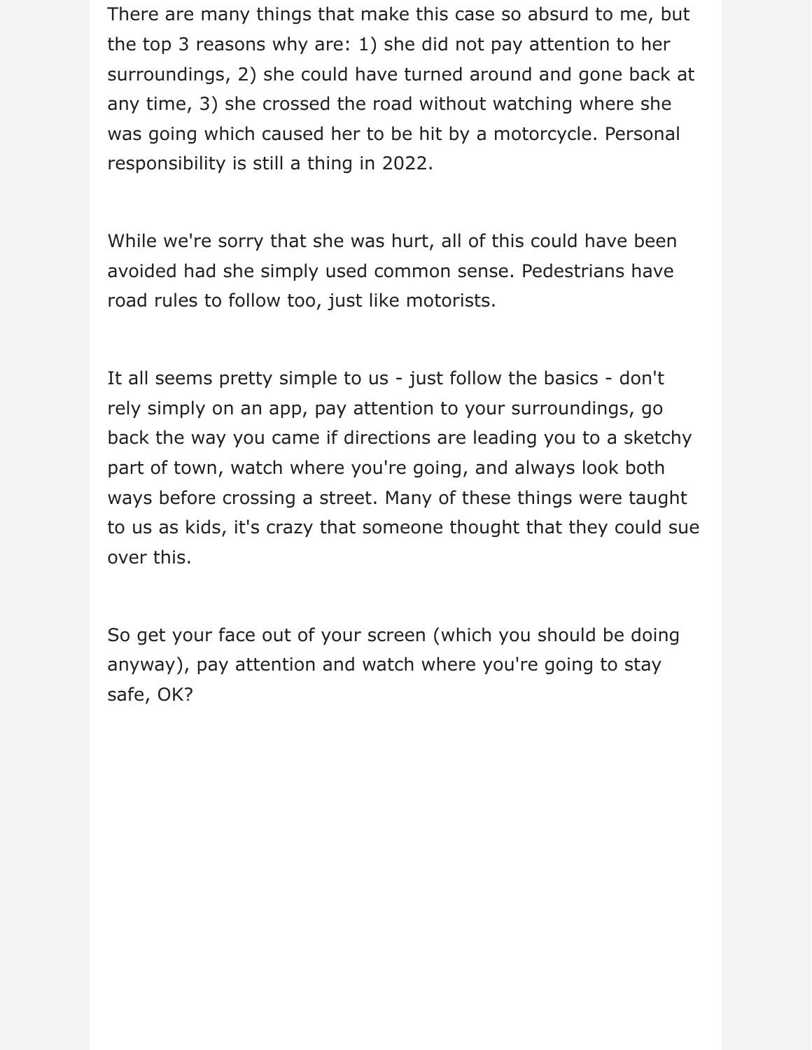There are many things that make this case so absurd to me, but the top 3 reasons why are: 1) she did not pay attention to her surroundings, 2) she could have turned around and gone back at any time, 3) she crossed the road without watching where she was going which caused her to be hit by a motorcycle. Personal responsibility is still a thing in 2022.

While we're sorry that she was hurt, all of this could have been avoided had she simply used common sense. Pedestrians have road rules to follow too, just like motorists.

It all seems pretty simple to us - just follow the basics - don't rely simply on an app, pay attention to your surroundings, go back the way you came if directions are leading you to a sketchy part of town, watch where you're going, and always look both ways before crossing a street. Many of these things were taught to us as kids, it's crazy that someone thought that they could sue over this.

So get your face out of your screen (which you should be doing anyway), pay attention and watch where you're going to stay safe, OK?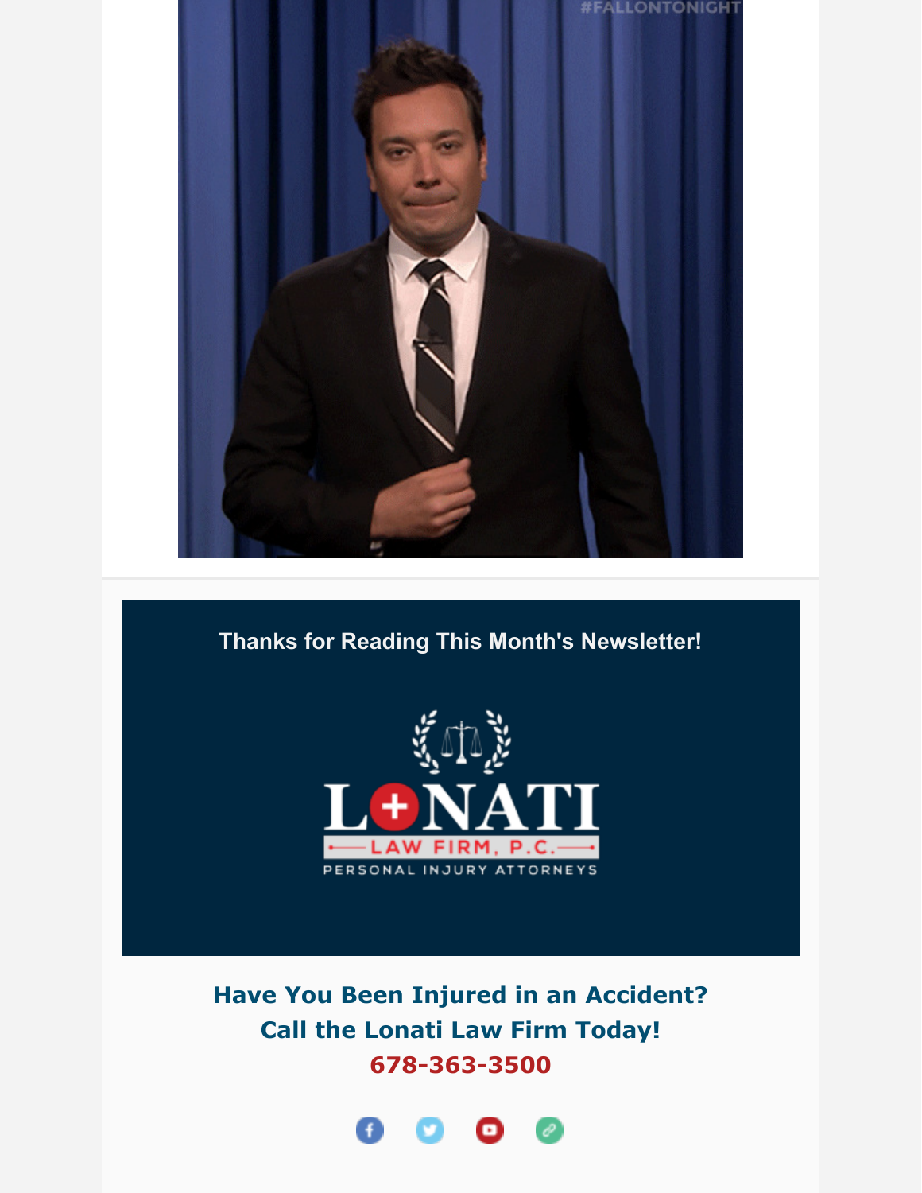Thanks for Reading This Month's Newsletter!

LONATI LAW FIRM, P.C.
PERSONAL INJURY ATTORNEYS

**Have You Been Injured in an Accident?**
**Call the Lonati Law Firm Today!**
**678-363-3500**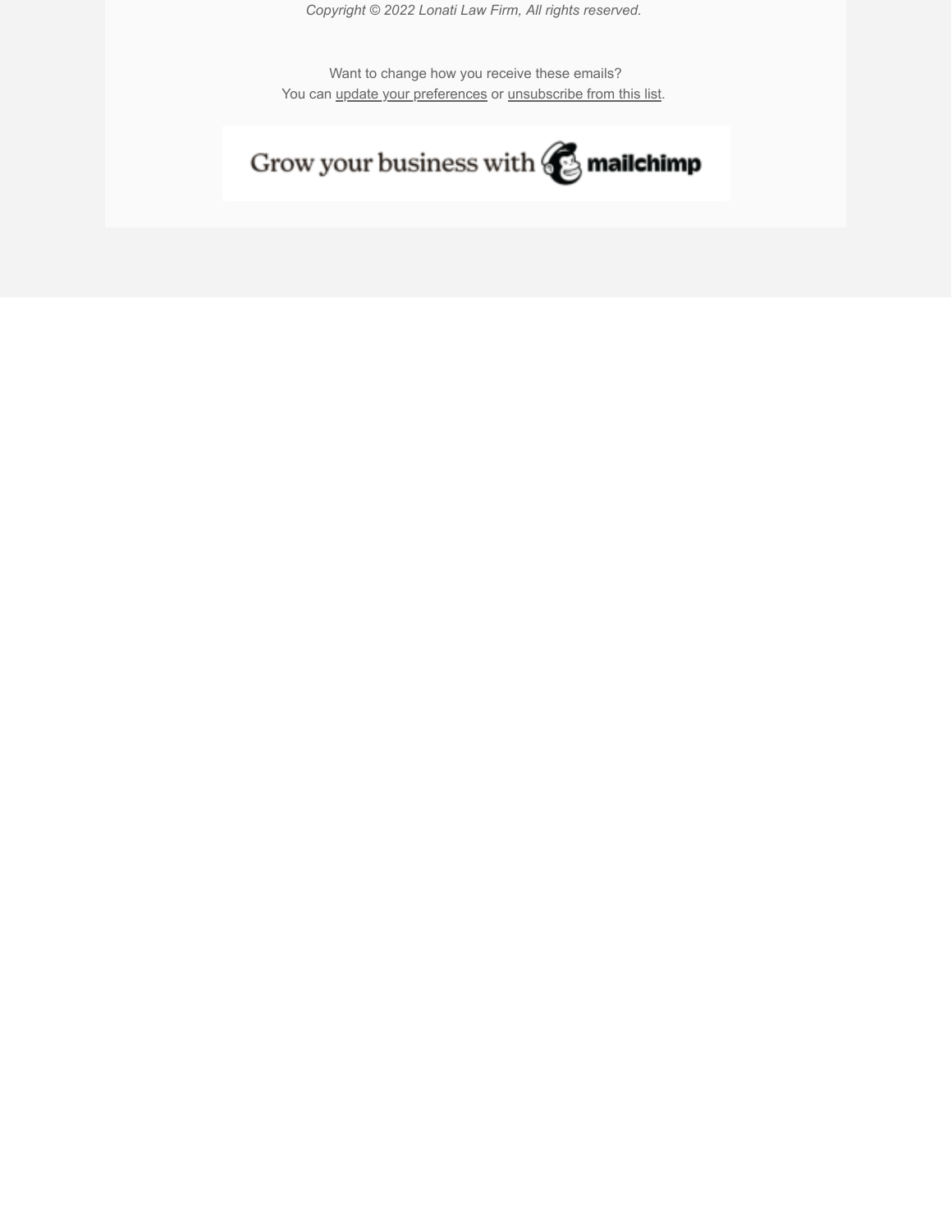*Copyright © 2022 Lonati Law Firm, All rights reserved.*

Want to change how you receive these emails?
You can update your preferences or unsubscribe from this list.

Grow your business with mailchimp